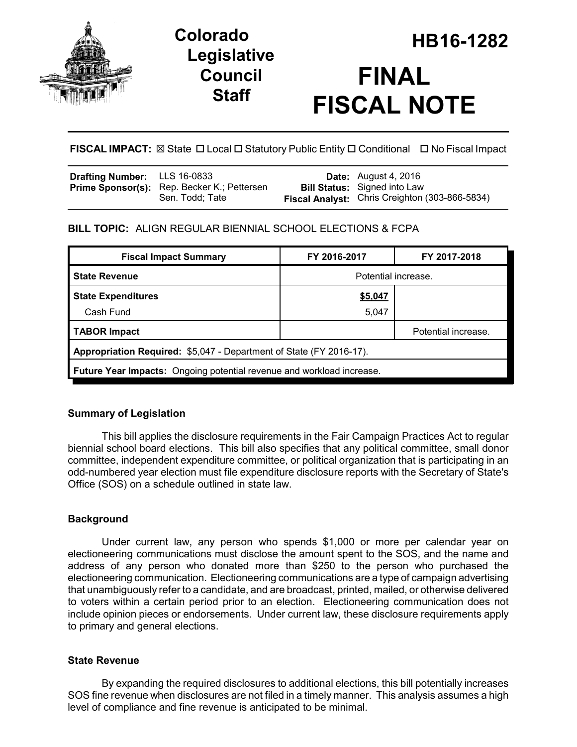Colorado Legislative Council Staff

# HB16-1282

# FINAL FISCAL NOTE

**FISCAL IMPACT:** ☒ State ☐ Local ☐ Statutory Public Entity ☐ Conditional ☐ No Fiscal Impact

| | | | |
|---|---|---|---|
| **Drafting Number:** | LLS 16-0833 | **Date:** | August 4, 2016 |
| **Prime Sponsor(s):** | Rep. Becker K.; Pettersen<br>Sen. Todd; Tate | **Bill Status:** | Signed into Law |
| | | **Fiscal Analyst:** | Chris Creighton (303-866-5834) |

**BILL TOPIC:** ALIGN REGULAR BIENNIAL SCHOOL ELECTIONS & FCPA

| Fiscal Impact Summary | FY 2016-2017 | FY 2017-2018 |
|---|---|---|
| **State Revenue** | Potential increase. | |
| **State Expenditures** | **$5,047** | |
| Cash Fund | 5,047 | |
| **TABOR Impact** | | Potential increase. |
| **Appropriation Required:** $5,047 - Department of State (FY 2016-17). | | |
| **Future Year Impacts:** Ongoing potential revenue and workload increase. | | |

### Summary of Legislation

This bill applies the disclosure requirements in the Fair Campaign Practices Act to regular biennial school board elections. This bill also specifies that any political committee, small donor committee, independent expenditure committee, or political organization that is participating in an odd-numbered year election must file expenditure disclosure reports with the Secretary of State's Office (SOS) on a schedule outlined in state law.

### Background

Under current law, any person who spends $1,000 or more per calendar year on electioneering communications must disclose the amount spent to the SOS, and the name and address of any person who donated more than $250 to the person who purchased the electioneering communication. Electioneering communications are a type of campaign advertising that unambiguously refer to a candidate, and are broadcast, printed, mailed, or otherwise delivered to voters within a certain period prior to an election. Electioneering communication does not include opinion pieces or endorsements. Under current law, these disclosure requirements apply to primary and general elections.

### State Revenue

By expanding the required disclosures to additional elections, this bill potentially increases SOS fine revenue when disclosures are not filed in a timely manner. This analysis assumes a high level of compliance and fine revenue is anticipated to be minimal.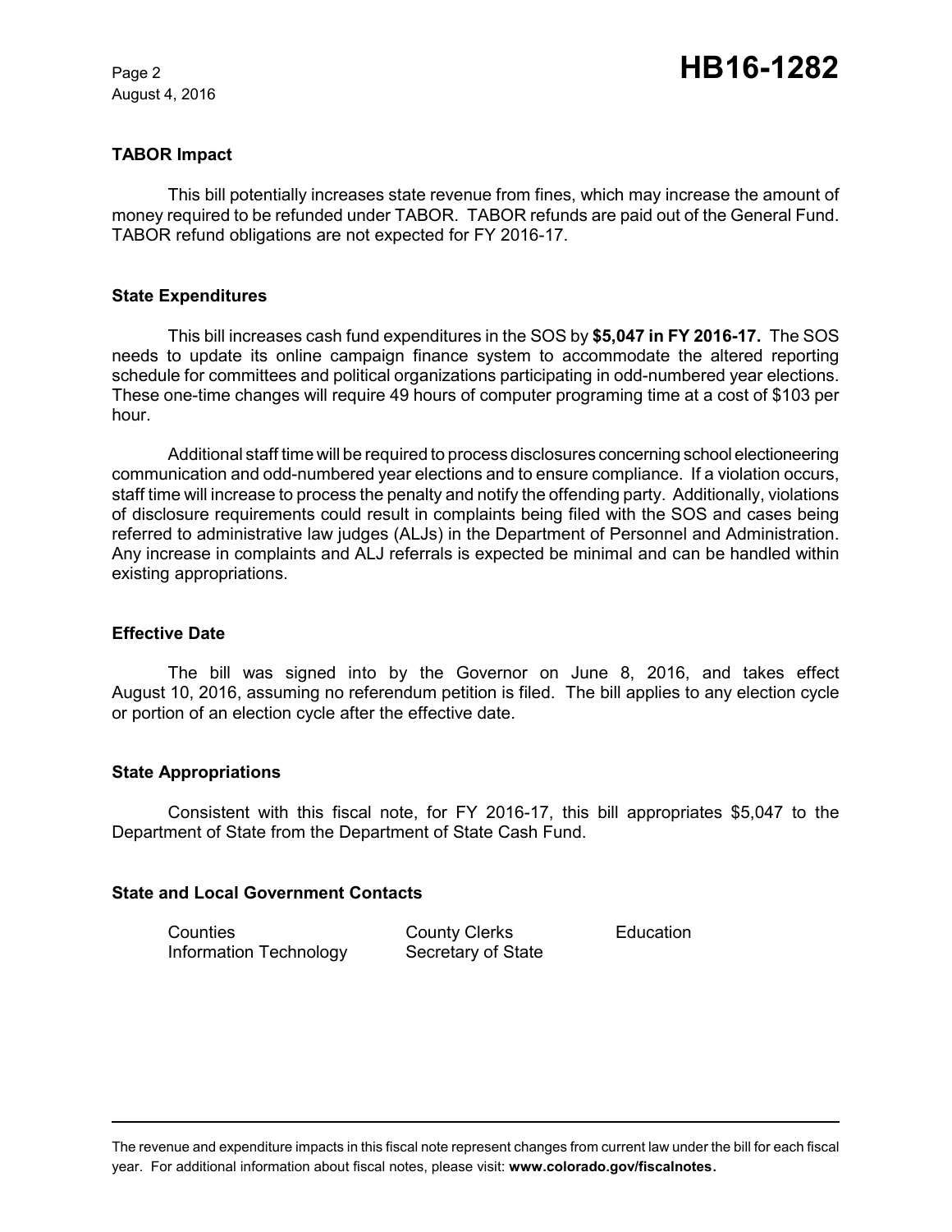### TABOR Impact

This bill potentially increases state revenue from fines, which may increase the amount of money required to be refunded under TABOR. TABOR refunds are paid out of the General Fund. TABOR refund obligations are not expected for FY 2016-17.

### State Expenditures

This bill increases cash fund expenditures in the SOS by **$5,047 in FY 2016-17.** The SOS needs to update its online campaign finance system to accommodate the altered reporting schedule for committees and political organizations participating in odd-numbered year elections. These one-time changes will require 49 hours of computer programing time at a cost of $103 per hour.

Additional staff time will be required to process disclosures concerning school electioneering communication and odd-numbered year elections and to ensure compliance. If a violation occurs, staff time will increase to process the penalty and notify the offending party. Additionally, violations of disclosure requirements could result in complaints being filed with the SOS and cases being referred to administrative law judges (ALJs) in the Department of Personnel and Administration. Any increase in complaints and ALJ referrals is expected be minimal and can be handled within existing appropriations.

### Effective Date

The bill was signed into by the Governor on June 8, 2016, and takes effect August 10, 2016, assuming no referendum petition is filed. The bill applies to any election cycle or portion of an election cycle after the effective date.

### State Appropriations

Consistent with this fiscal note, for FY 2016-17, this bill appropriates $5,047 to the Department of State from the Department of State Cash Fund.

### State and Local Government Contacts

| | | |
|---|---|---|
| Counties | County Clerks | Education |
| Information Technology | Secretary of State | |

The revenue and expenditure impacts in this fiscal note represent changes from current law under the bill for each fiscal year. For additional information about fiscal notes, please visit: **www.colorado.gov/fiscalnotes.**